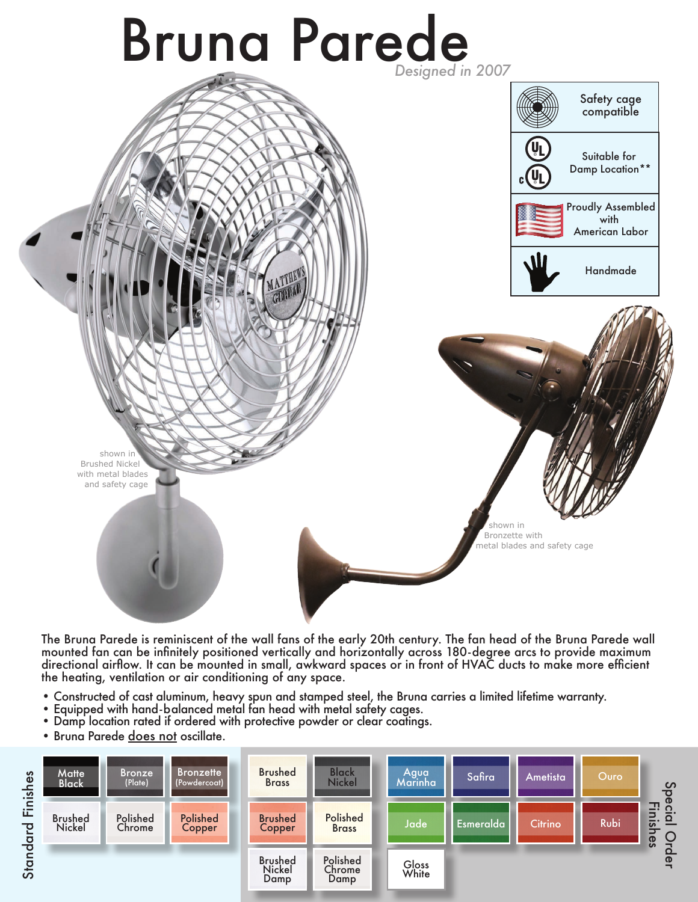# Bruna Parede

*Designed in 2007*

| | |
|---|---|
| Safety cage compatible | |
| Suitable for Damp Location** | |
| Proudly Assembled with American Labor | |
| Handmade | |

shown in Brushed Nickel with metal blades and safety cage

shown in Bronzette with metal blades and safety cage

The Bruna Parede is reminiscent of the wall fans of the early 20th century. The fan head of the Bruna Parede wall mounted fan can be infinitely positioned vertically and horizontally across 180-degree arcs to provide maximum directional airflow. It can be mounted in small, awkward spaces or in front of HVAC ducts to make more efficient the heating, ventilation or air conditioning of any space.

- Constructed of cast aluminum, heavy spun and stamped steel, the Bruna carries a limited lifetime warranty.
- Equipped with hand-balanced metal fan head with metal safety cages.
- Damp location rated if ordered with protective powder or clear coatings.
- Bruna Parede <u>does not</u> oscillate.

**Standard Finishes**

- Matte Black
- Bronze (Plate)
- Bronzette (Powdercoat)
- Brushed Nickel
- Polished Chrome
- Polished Copper
- Brushed Brass
- Black Nickel
- Brushed Copper
- Polished Brass
- Brushed Nickel Damp
- Polished Chrome Damp

**Special Order Finishes**

- Agua Marinha
- Safira
- Ametista
- Ouro
- Jade
- Esmeralda
- Citrino
- Rubi
- Gloss White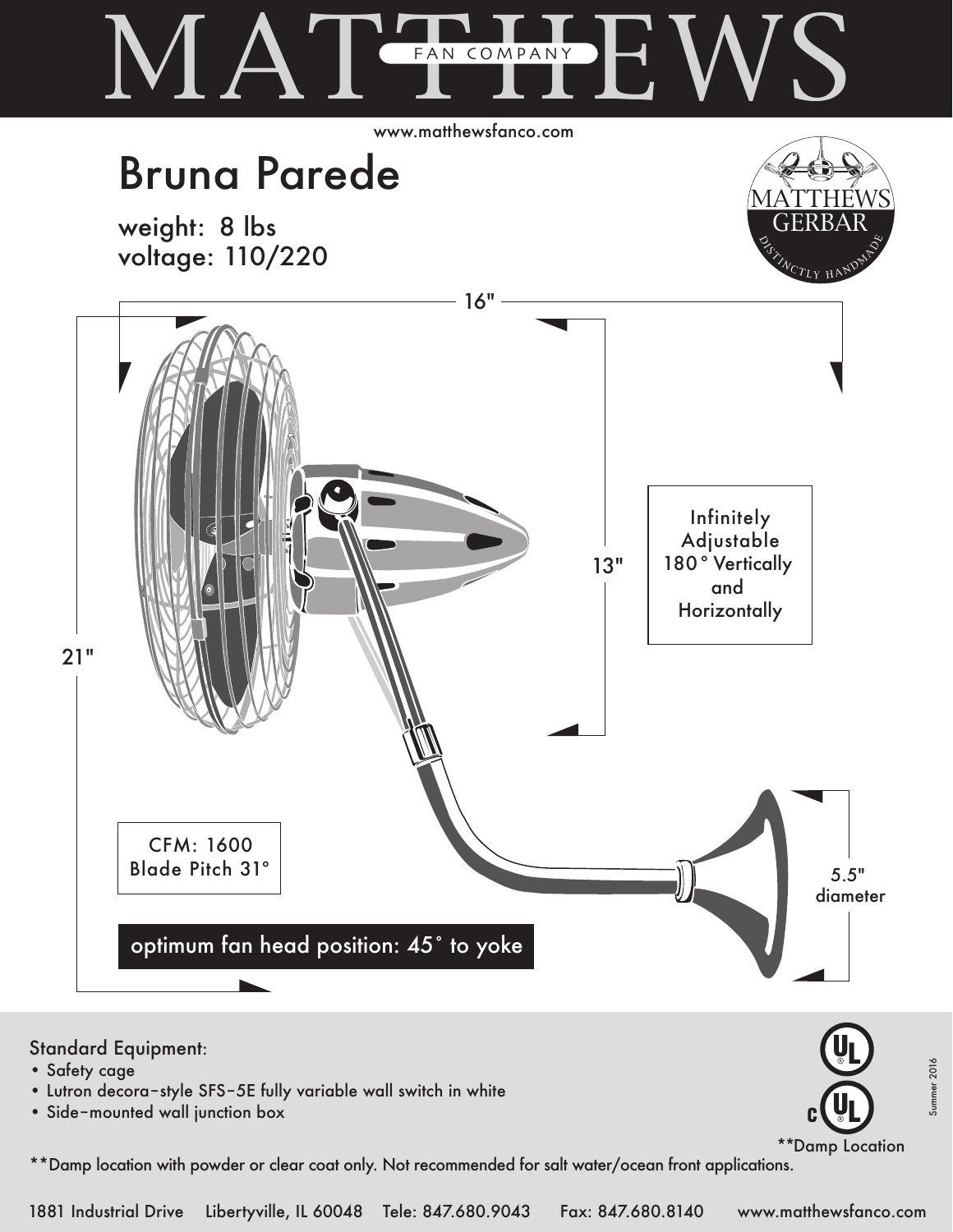# MATTHEWS FAN COMPANY

www.matthewsfanco.com

## Bruna Parede

weight: 8 lbs
voltage: 110/220

MATTHEWS GERBAR
DISTINCTLY HANDMADE

16"

21"

13"

Infinitely Adjustable 180° Vertically and Horizontally

CFM: 1600
Blade Pitch 31°

5.5" diameter

**optimum fan head position: 45˚ to yoke**

Standard Equipment:

- Safety cage
- Lutron decora-style SFS-5E fully variable wall switch in white
- Side-mounted wall junction box

**Damp Location

Summer 2016

**Damp location with powder or clear coat only. Not recommended for salt water/ocean front applications.

1881 Industrial Drive Libertyville, IL 60048 Tele: 847.680.9043 Fax: 847.680.8140 www.matthewsfanco.com